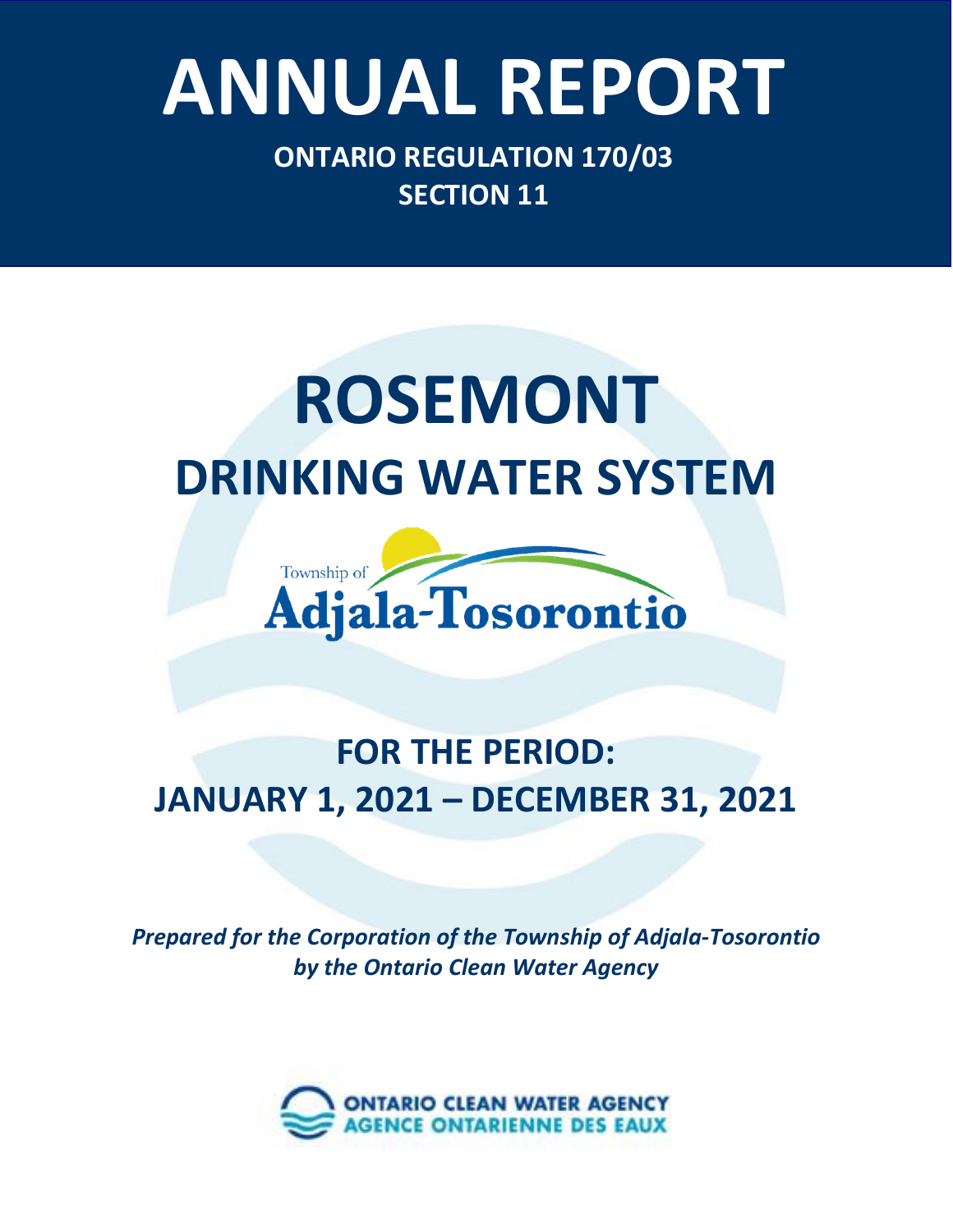# ANNUAL REPORT

**ONTARIO REGULATION 170/03**
**SECTION 11**

# ROSEMONT

## DRINKING WATER SYSTEM

Township of
Adjala-Tosorontio

## FOR THE PERIOD:
## JANUARY 1, 2021 – DECEMBER 31, 2021

***Prepared for the Corporation of the Township of Adjala-Tosorontio by the Ontario Clean Water Agency***

ONTARIO CLEAN WATER AGENCY
AGENCE ONTARIENNE DES EAUX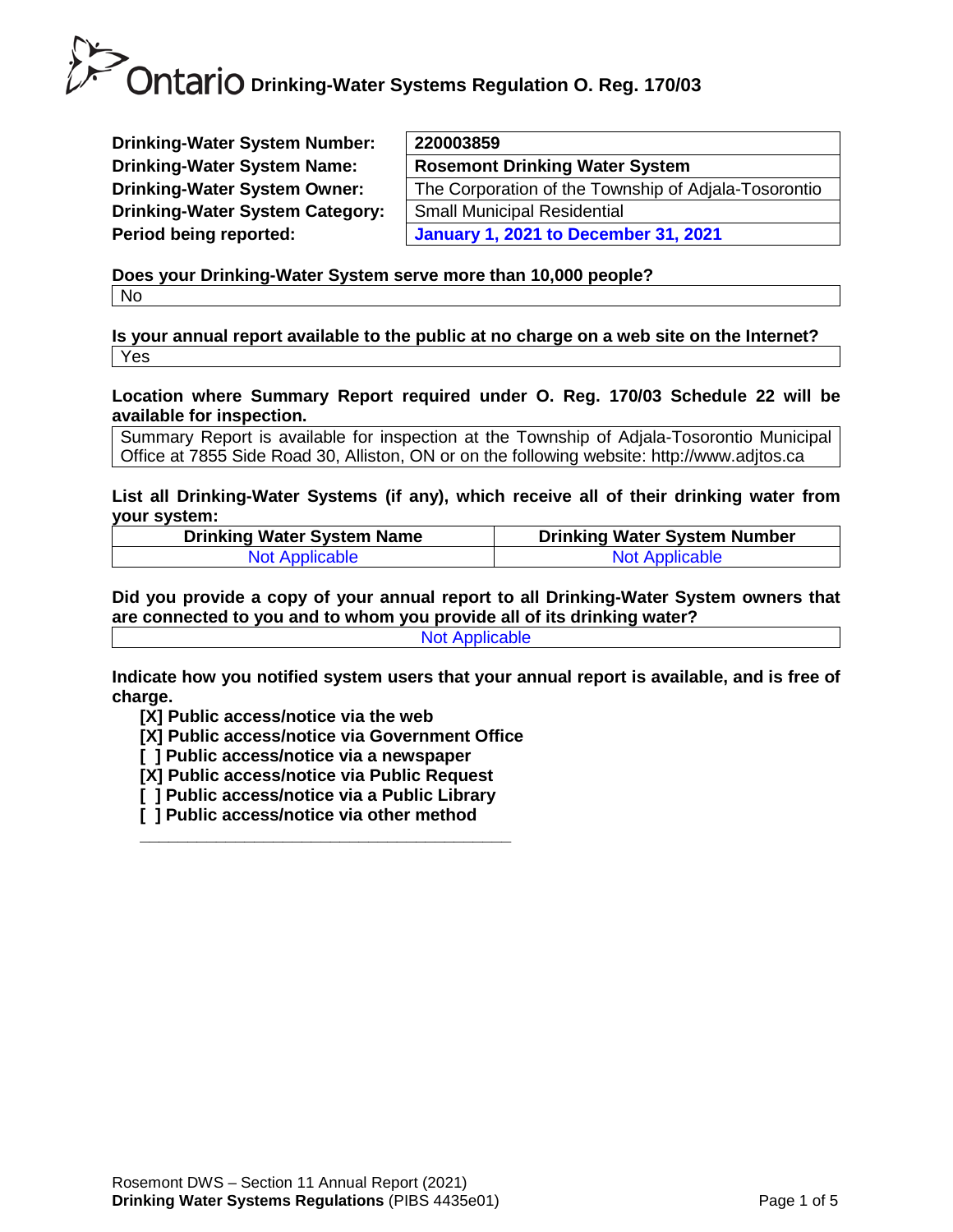# Drinking-Water Systems Regulation O. Reg. 170/03

| | |
|---|---|
| **Drinking-Water System Number:** | **220003859** |
| **Drinking-Water System Name:** | **Rosemont Drinking Water System** |
| **Drinking-Water System Owner:** | The Corporation of the Township of Adjala-Tosorontio |
| **Drinking-Water System Category:** | Small Municipal Residential |
| **Period being reported:** | **January 1, 2021 to December 31, 2021** |

**Does your Drinking-Water System serve more than 10,000 people?**

No

**Is your annual report available to the public at no charge on a web site on the Internet?**

Yes

**Location where Summary Report required under O. Reg. 170/03 Schedule 22 will be available for inspection.**

Summary Report is available for inspection at the Township of Adjala-Tosorontio Municipal Office at 7855 Side Road 30, Alliston, ON or on the following website: http://www.adjtos.ca

**List all Drinking-Water Systems (if any), which receive all of their drinking water from your system:**

| Drinking Water System Name | Drinking Water System Number |
|---|---|
| Not Applicable | Not Applicable |

**Did you provide a copy of your annual report to all Drinking-Water System owners that are connected to you and to whom you provide all of its drinking water?**

Not Applicable

**Indicate how you notified system users that your annual report is available, and is free of charge.**

- **[X] Public access/notice via the web**
- **[X] Public access/notice via Government Office**
- **[ ] Public access/notice via a newspaper**
- **[X] Public access/notice via Public Request**
- **[ ] Public access/notice via a Public Library**
- **[ ] Public access/notice via other method**

\_\_\_\_\_\_\_\_\_\_\_\_\_\_\_\_\_\_\_\_\_\_\_\_\_\_\_\_\_\_\_\_\_\_\_\_\_\_\_\_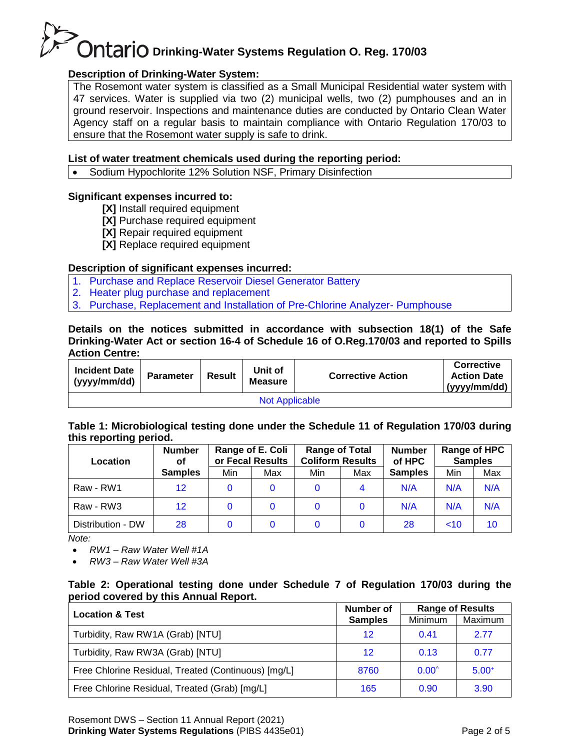# Ontario Drinking-Water Systems Regulation O. Reg. 170/03

**Description of Drinking-Water System:**

The Rosemont water system is classified as a Small Municipal Residential water system with 47 services. Water is supplied via two (2) municipal wells, two (2) pumphouses and an in ground reservoir. Inspections and maintenance duties are conducted by Ontario Clean Water Agency staff on a regular basis to maintain compliance with Ontario Regulation 170/03 to ensure that the Rosemont water supply is safe to drink.

**List of water treatment chemicals used during the reporting period:**

- Sodium Hypochlorite 12% Solution NSF, Primary Disinfection

**Significant expenses incurred to:**

**[X]** Install required equipment
**[X]** Purchase required equipment
**[X]** Repair required equipment
**[X]** Replace required equipment

**Description of significant expenses incurred:**

1. Purchase and Replace Reservoir Diesel Generator Battery
2. Heater plug purchase and replacement
3. Purchase, Replacement and Installation of Pre-Chlorine Analyzer- Pumphouse

**Details on the notices submitted in accordance with subsection 18(1) of the Safe Drinking-Water Act or section 16-4 of Schedule 16 of O.Reg.170/03 and reported to Spills Action Centre:**

| Incident Date (yyyy/mm/dd) | Parameter | Result | Unit of Measure | Corrective Action | Corrective Action Date (yyyy/mm/dd) |
|---|---|---|---|---|---|
| Not Applicable | | | | | |

**Table 1: Microbiological testing done under the Schedule 11 of Regulation 170/03 during this reporting period.**

| Location | Number of Samples | Range of E. Coli or Fecal Results | | Range of Total Coliform Results | | Number of HPC Samples | Range of HPC Samples | |
|---|---|---|---|---|---|---|---|---|
| | | Min | Max | Min | Max | | Min | Max |
| Raw - RW1 | 12 | 0 | 0 | 0 | 4 | N/A | N/A | N/A |
| Raw - RW3 | 12 | 0 | 0 | 0 | 0 | N/A | N/A | N/A |
| Distribution - DW | 28 | 0 | 0 | 0 | 0 | 28 | <10 | 10 |

*Note:*

- *RW1 – Raw Water Well #1A*
- *RW3 – Raw Water Well #3A*

**Table 2: Operational testing done under Schedule 7 of Regulation 170/03 during the period covered by this Annual Report.**

| Location & Test | Number of Samples | Range of Results | |
|---|---|---|---|
| | | Minimum | Maximum |
| Turbidity, Raw RW1A (Grab) [NTU] | 12 | 0.41 | 2.77 |
| Turbidity, Raw RW3A (Grab) [NTU] | 12 | 0.13 | 0.77 |
| Free Chlorine Residual, Treated (Continuous) [mg/L] | 8760 | 0.00^ | 5.00+ |
| Free Chlorine Residual, Treated (Grab) [mg/L] | 165 | 0.90 | 3.90 |

Rosemont DWS – Section 11 Annual Report (2021)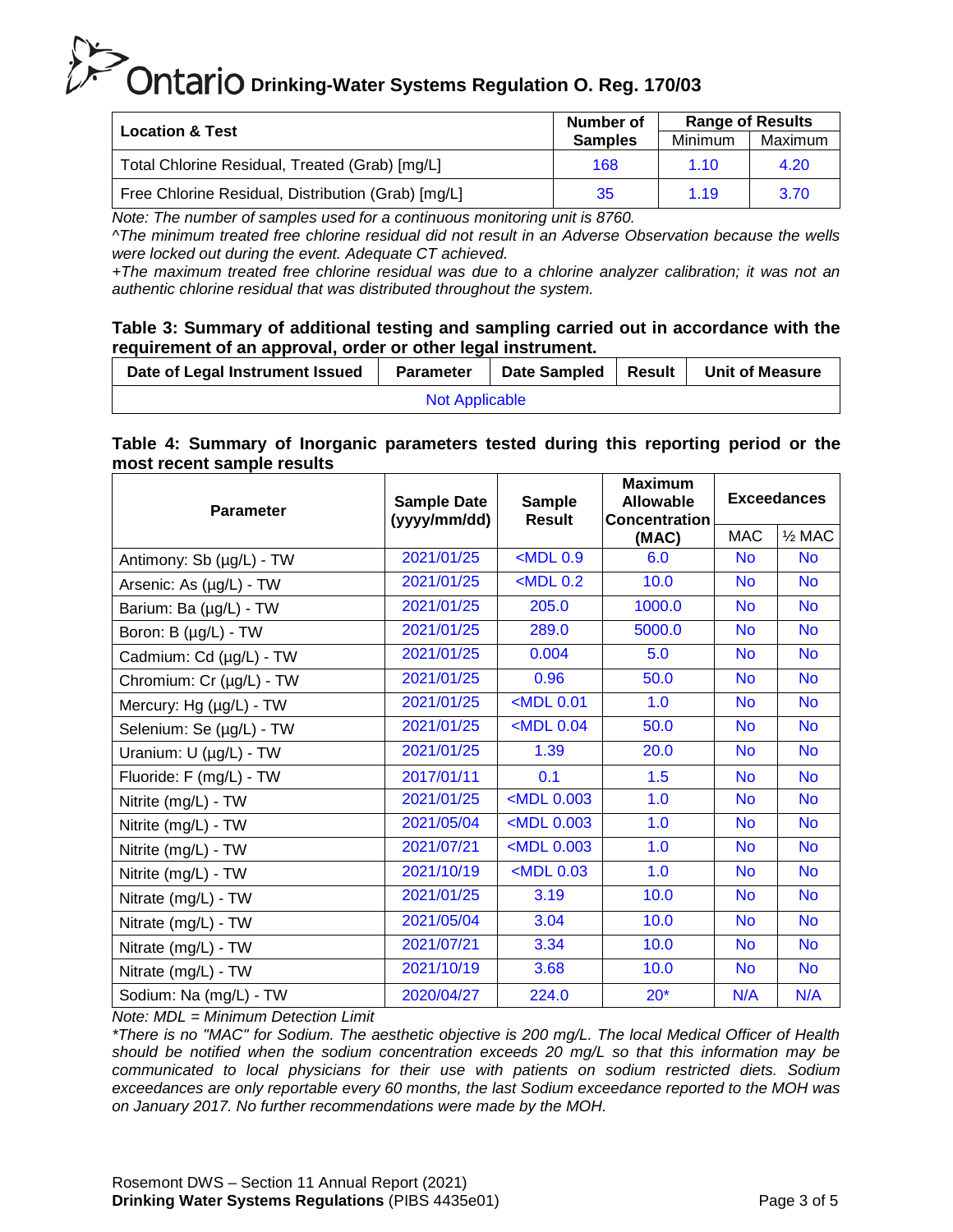| Location & Test | Number of Samples | Range of Results | |
|---|---|---|---|
| | | Minimum | Maximum |
| Total Chlorine Residual, Treated (Grab) [mg/L] | 168 | 1.10 | 4.20 |
| Free Chlorine Residual, Distribution (Grab) [mg/L] | 35 | 1.19 | 3.70 |

*Note: The number of samples used for a continuous monitoring unit is 8760.*

*^The minimum treated free chlorine residual did not result in an Adverse Observation because the wells were locked out during the event. Adequate CT achieved.*

*+The maximum treated free chlorine residual was due to a chlorine analyzer calibration; it was not an authentic chlorine residual that was distributed throughout the system.*

### Table 3: Summary of additional testing and sampling carried out in accordance with the requirement of an approval, order or other legal instrument.

| Date of Legal Instrument Issued | Parameter | Date Sampled | Result | Unit of Measure |
|---|---|---|---|---|
| Not Applicable | | | | |

### Table 4: Summary of Inorganic parameters tested during this reporting period or the most recent sample results

| Parameter | Sample Date (yyyy/mm/dd) | Sample Result | Maximum Allowable Concentration (MAC) | Exceedances | |
|---|---|---|---|---|---|
| | | | | MAC | ½ MAC |
| Antimony: Sb (µg/L) - TW | 2021/01/25 | <MDL 0.9 | 6.0 | No | No |
| Arsenic: As (µg/L) - TW | 2021/01/25 | <MDL 0.2 | 10.0 | No | No |
| Barium: Ba (µg/L) - TW | 2021/01/25 | 205.0 | 1000.0 | No | No |
| Boron: B (µg/L) - TW | 2021/01/25 | 289.0 | 5000.0 | No | No |
| Cadmium: Cd (µg/L) - TW | 2021/01/25 | 0.004 | 5.0 | No | No |
| Chromium: Cr (µg/L) - TW | 2021/01/25 | 0.96 | 50.0 | No | No |
| Mercury: Hg (µg/L) - TW | 2021/01/25 | <MDL 0.01 | 1.0 | No | No |
| Selenium: Se (µg/L) - TW | 2021/01/25 | <MDL 0.04 | 50.0 | No | No |
| Uranium: U (µg/L) - TW | 2021/01/25 | 1.39 | 20.0 | No | No |
| Fluoride: F (mg/L) - TW | 2017/01/11 | 0.1 | 1.5 | No | No |
| Nitrite (mg/L) - TW | 2021/01/25 | <MDL 0.003 | 1.0 | No | No |
| Nitrite (mg/L) - TW | 2021/05/04 | <MDL 0.003 | 1.0 | No | No |
| Nitrite (mg/L) - TW | 2021/07/21 | <MDL 0.003 | 1.0 | No | No |
| Nitrite (mg/L) - TW | 2021/10/19 | <MDL 0.03 | 1.0 | No | No |
| Nitrate (mg/L) - TW | 2021/01/25 | 3.19 | 10.0 | No | No |
| Nitrate (mg/L) - TW | 2021/05/04 | 3.04 | 10.0 | No | No |
| Nitrate (mg/L) - TW | 2021/07/21 | 3.34 | 10.0 | No | No |
| Nitrate (mg/L) - TW | 2021/10/19 | 3.68 | 10.0 | No | No |
| Sodium: Na (mg/L) - TW | 2020/04/27 | 224.0 | 20* | N/A | N/A |

*Note: MDL = Minimum Detection Limit*

*\*There is no "MAC" for Sodium. The aesthetic objective is 200 mg/L. The local Medical Officer of Health should be notified when the sodium concentration exceeds 20 mg/L so that this information may be communicated to local physicians for their use with patients on sodium restricted diets. Sodium exceedances are only reportable every 60 months, the last Sodium exceedance reported to the MOH was on January 2017. No further recommendations were made by the MOH.*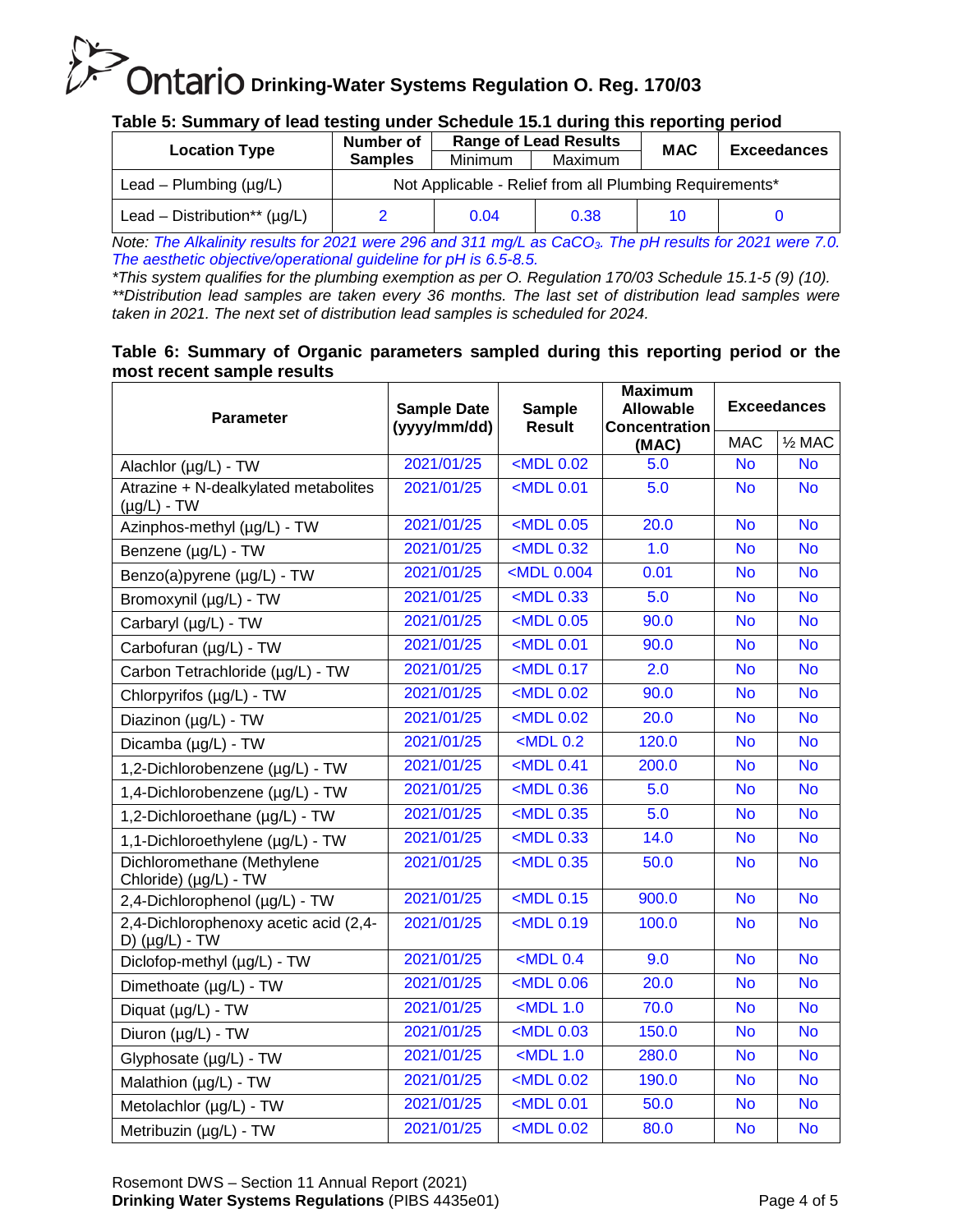**Table 5: Summary of lead testing under Schedule 15.1 during this reporting period**

| Location Type | Number of Samples | Range of Lead Results | | MAC | Exceedances |
|---|---|---|---|---|---|
| | | Minimum | Maximum | | |
| Lead – Plumbing (µg/L) | Not Applicable - Relief from all Plumbing Requirements* | | | | |
| Lead – Distribution** (µg/L) | 2 | 0.04 | 0.38 | 10 | 0 |

*Note: The Alkalinity results for 2021 were 296 and 311 mg/L as $CaCO_3$. The pH results for 2021 were 7.0. The aesthetic objective/operational guideline for pH is 6.5-8.5.*

*\*This system qualifies for the plumbing exemption as per O. Regulation 170/03 Schedule 15.1-5 (9) (10).*

*\*\*Distribution lead samples are taken every 36 months. The last set of distribution lead samples were taken in 2021. The next set of distribution lead samples is scheduled for 2024.*

**Table 6: Summary of Organic parameters sampled during this reporting period or the most recent sample results**

| Parameter | Sample Date (yyyy/mm/dd) | Sample Result | Maximum Allowable Concentration (MAC) | Exceedances | |
|---|---|---|---|---|---|
| | | | | MAC | ½ MAC |
| Alachlor (µg/L) - TW | 2021/01/25 | <MDL 0.02 | 5.0 | No | No |
| Atrazine + N-dealkylated metabolites (µg/L) - TW | 2021/01/25 | <MDL 0.01 | 5.0 | No | No |
| Azinphos-methyl (µg/L) - TW | 2021/01/25 | <MDL 0.05 | 20.0 | No | No |
| Benzene (µg/L) - TW | 2021/01/25 | <MDL 0.32 | 1.0 | No | No |
| Benzo(a)pyrene (µg/L) - TW | 2021/01/25 | <MDL 0.004 | 0.01 | No | No |
| Bromoxynil (µg/L) - TW | 2021/01/25 | <MDL 0.33 | 5.0 | No | No |
| Carbaryl (µg/L) - TW | 2021/01/25 | <MDL 0.05 | 90.0 | No | No |
| Carbofuran (µg/L) - TW | 2021/01/25 | <MDL 0.01 | 90.0 | No | No |
| Carbon Tetrachloride (µg/L) - TW | 2021/01/25 | <MDL 0.17 | 2.0 | No | No |
| Chlorpyrifos (µg/L) - TW | 2021/01/25 | <MDL 0.02 | 90.0 | No | No |
| Diazinon (µg/L) - TW | 2021/01/25 | <MDL 0.02 | 20.0 | No | No |
| Dicamba (µg/L) - TW | 2021/01/25 | <MDL 0.2 | 120.0 | No | No |
| 1,2-Dichlorobenzene (µg/L) - TW | 2021/01/25 | <MDL 0.41 | 200.0 | No | No |
| 1,4-Dichlorobenzene (µg/L) - TW | 2021/01/25 | <MDL 0.36 | 5.0 | No | No |
| 1,2-Dichloroethane (µg/L) - TW | 2021/01/25 | <MDL 0.35 | 5.0 | No | No |
| 1,1-Dichloroethylene (µg/L) - TW | 2021/01/25 | <MDL 0.33 | 14.0 | No | No |
| Dichloromethane (Methylene Chloride) (µg/L) - TW | 2021/01/25 | <MDL 0.35 | 50.0 | No | No |
| 2,4-Dichlorophenol (µg/L) - TW | 2021/01/25 | <MDL 0.15 | 900.0 | No | No |
| 2,4-Dichlorophenoxy acetic acid (2,4-D) (µg/L) - TW | 2021/01/25 | <MDL 0.19 | 100.0 | No | No |
| Diclofop-methyl (µg/L) - TW | 2021/01/25 | <MDL 0.4 | 9.0 | No | No |
| Dimethoate (µg/L) - TW | 2021/01/25 | <MDL 0.06 | 20.0 | No | No |
| Diquat (µg/L) - TW | 2021/01/25 | <MDL 1.0 | 70.0 | No | No |
| Diuron (µg/L) - TW | 2021/01/25 | <MDL 0.03 | 150.0 | No | No |
| Glyphosate (µg/L) - TW | 2021/01/25 | <MDL 1.0 | 280.0 | No | No |
| Malathion (µg/L) - TW | 2021/01/25 | <MDL 0.02 | 190.0 | No | No |
| Metolachlor (µg/L) - TW | 2021/01/25 | <MDL 0.01 | 50.0 | No | No |
| Metribuzin (µg/L) - TW | 2021/01/25 | <MDL 0.02 | 80.0 | No | No |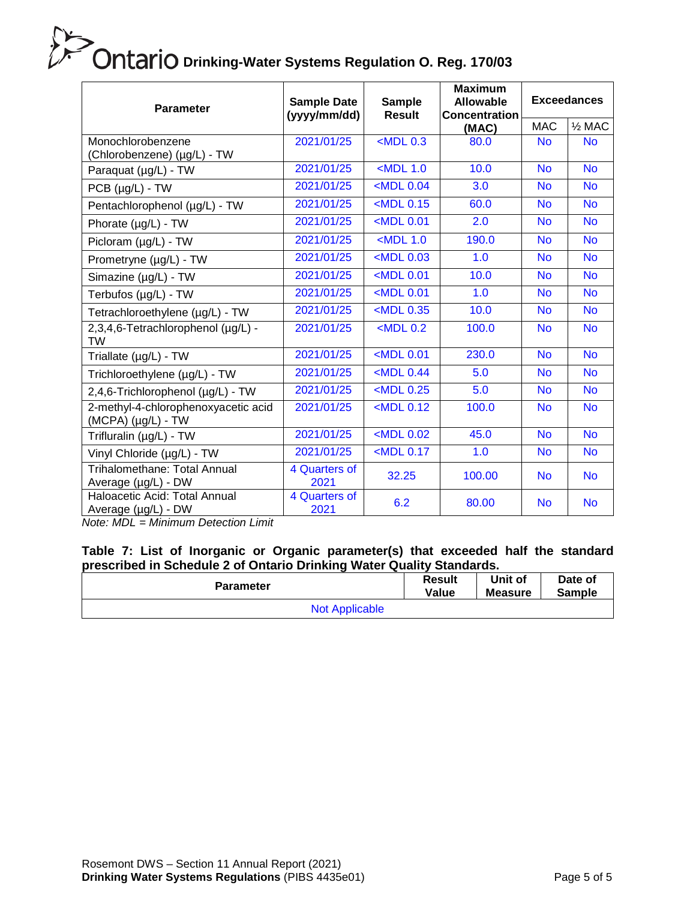| Parameter | Sample Date (yyyy/mm/dd) | Sample Result | Maximum Allowable Concentration (MAC) | Exceedances | |
|---|---|---|---|---|---|
| | | | | MAC | ½ MAC |
| Monochlorobenzene (Chlorobenzene) (µg/L) - TW | 2021/01/25 | <MDL 0.3 | 80.0 | No | No |
| Paraquat (µg/L) - TW | 2021/01/25 | <MDL 1.0 | 10.0 | No | No |
| PCB (µg/L) - TW | 2021/01/25 | <MDL 0.04 | 3.0 | No | No |
| Pentachlorophenol (µg/L) - TW | 2021/01/25 | <MDL 0.15 | 60.0 | No | No |
| Phorate (µg/L) - TW | 2021/01/25 | <MDL 0.01 | 2.0 | No | No |
| Picloram (µg/L) - TW | 2021/01/25 | <MDL 1.0 | 190.0 | No | No |
| Prometryne (µg/L) - TW | 2021/01/25 | <MDL 0.03 | 1.0 | No | No |
| Simazine (µg/L) - TW | 2021/01/25 | <MDL 0.01 | 10.0 | No | No |
| Terbufos (µg/L) - TW | 2021/01/25 | <MDL 0.01 | 1.0 | No | No |
| Tetrachloroethylene (µg/L) - TW | 2021/01/25 | <MDL 0.35 | 10.0 | No | No |
| 2,3,4,6-Tetrachlorophenol (µg/L) - TW | 2021/01/25 | <MDL 0.2 | 100.0 | No | No |
| Triallate (µg/L) - TW | 2021/01/25 | <MDL 0.01 | 230.0 | No | No |
| Trichloroethylene (µg/L) - TW | 2021/01/25 | <MDL 0.44 | 5.0 | No | No |
| 2,4,6-Trichlorophenol (µg/L) - TW | 2021/01/25 | <MDL 0.25 | 5.0 | No | No |
| 2-methyl-4-chlorophenoxyacetic acid (MCPA) (µg/L) - TW | 2021/01/25 | <MDL 0.12 | 100.0 | No | No |
| Trifluralin (µg/L) - TW | 2021/01/25 | <MDL 0.02 | 45.0 | No | No |
| Vinyl Chloride (µg/L) - TW | 2021/01/25 | <MDL 0.17 | 1.0 | No | No |
| Trihalomethane: Total Annual Average (µg/L) - DW | 4 Quarters of 2021 | 32.25 | 100.00 | No | No |
| Haloacetic Acid: Total Annual Average (µg/L) - DW | 4 Quarters of 2021 | 6.2 | 80.00 | No | No |

*Note: MDL = Minimum Detection Limit*

**Table 7: List of Inorganic or Organic parameter(s) that exceeded half the standard prescribed in Schedule 2 of Ontario Drinking Water Quality Standards.**

| Parameter | Result Value | Unit of Measure | Date of Sample |
|---|---|---|---|
| Not Applicable | | | |